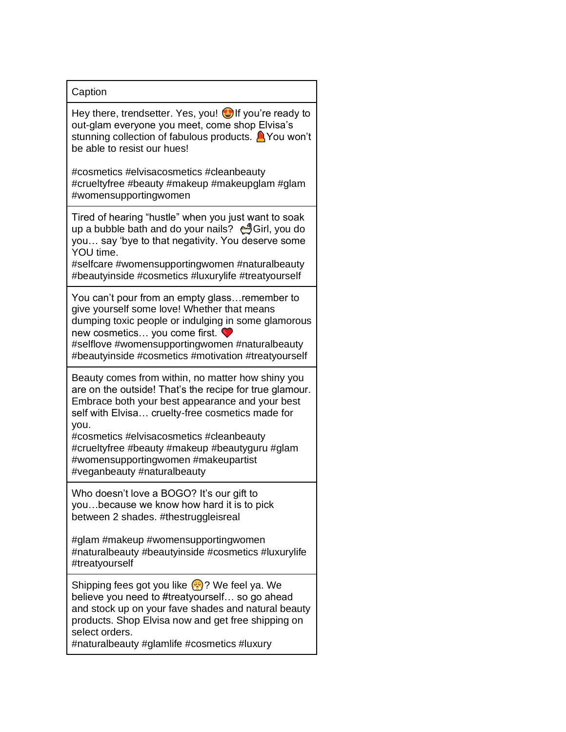| Caption |
| --- |
| Hey there, trendsetter. Yes, you! 😍 If you're ready to out-glam everyone you meet, come shop Elvisa's stunning collection of fabulous products. 💄 You won't be able to resist our hues!<br><br>#cosmetics #elvisacosmetics #cleanbeauty #crueltyfree #beauty #makeup #makeupglam #glam #womensupportingwomen |
| Tired of hearing "hustle" when you just want to soak up a bubble bath and do your nails? 🛀 Girl, you do you… say 'bye to that negativity. You deserve some YOU time.<br>#selfcare #womensupportingwomen #naturalbeauty #beautyinside #cosmetics #luxurylife #treatyourself |
| You can't pour from an empty glass…remember to give yourself some love! Whether that means dumping toxic people or indulging in some glamorous new cosmetics… you come first. ❤️<br>#selflove #womensupportingwomen #naturalbeauty #beautyinside #cosmetics #motivation #treatyourself |
| Beauty comes from within, no matter how shiny you are on the outside! That's the recipe for true glamour. Embrace both your best appearance and your best self with Elvisa… cruelty-free cosmetics made for you.<br>#cosmetics #elvisacosmetics #cleanbeauty #crueltyfree #beauty #makeup #beautyguru #glam #womensupportingwomen #makeupartist #veganbeauty #naturalbeauty |
| Who doesn't love a BOGO? It's our gift to you…because we know how hard it is to pick between 2 shades. #thestruggleisreal<br><br>#glam #makeup #womensupportingwomen #naturalbeauty #beautyinside #cosmetics #luxurylife #treatyourself |
| Shipping fees got you like 😩? We feel ya. We believe you need to #treatyourself… so go ahead and stock up on your fave shades and natural beauty products. Shop Elvisa now and get free shipping on select orders.<br>#naturalbeauty #glamlife #cosmetics #luxury |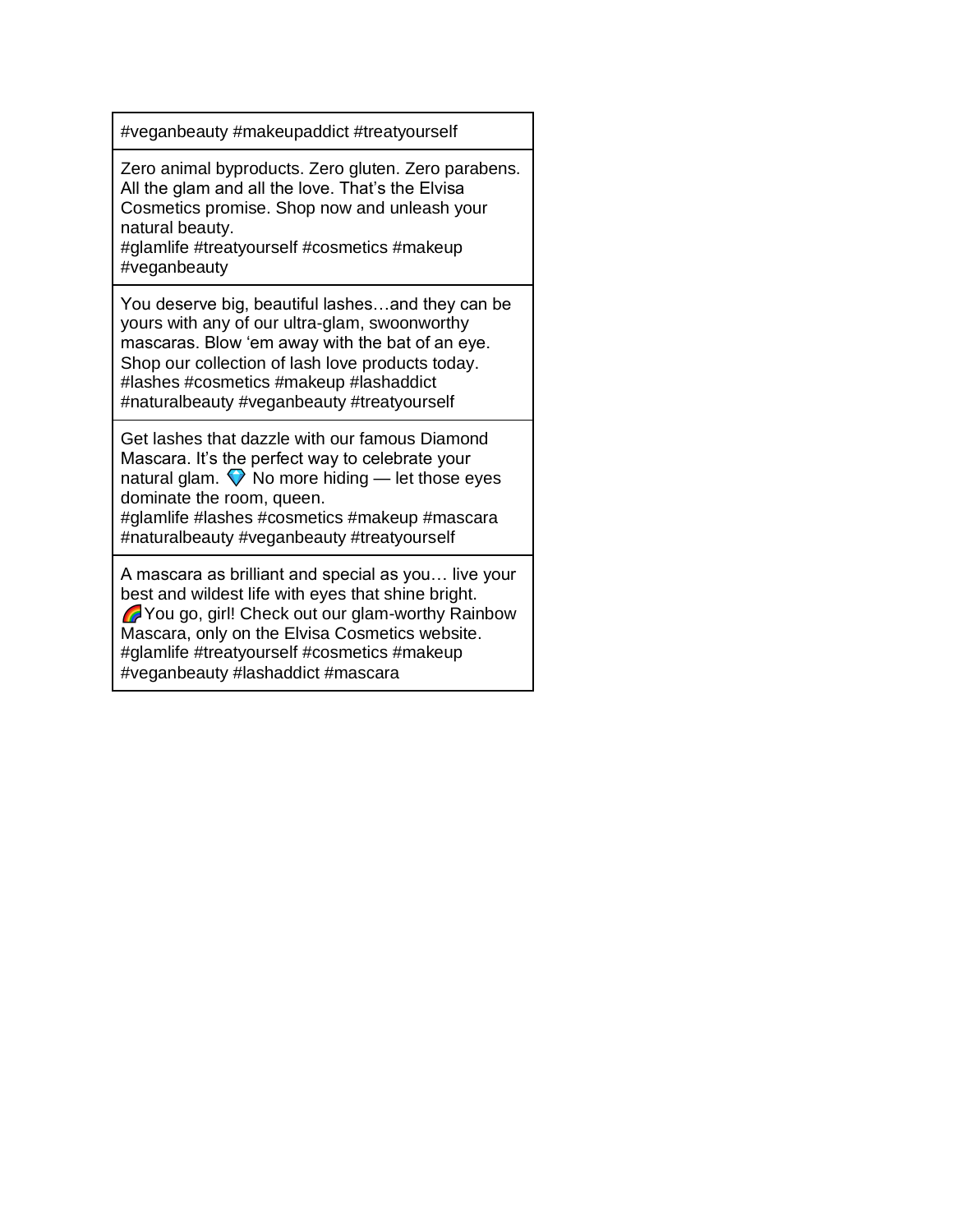| #veganbeauty #makeupaddict #treatyourself |
|---|
| Zero animal byproducts. Zero gluten. Zero parabens. All the glam and all the love. That's the Elvisa Cosmetics promise. Shop now and unleash your natural beauty. #glamlife #treatyourself #cosmetics #makeup #veganbeauty |
| You deserve big, beautiful lashes…and they can be yours with any of our ultra-glam, swoonworthy mascaras. Blow 'em away with the bat of an eye. Shop our collection of lash love products today. #lashes #cosmetics #makeup #lashaddict #naturalbeauty #veganbeauty #treatyourself |
| Get lashes that dazzle with our famous Diamond Mascara. It's the perfect way to celebrate your natural glam. 💎 No more hiding — let those eyes dominate the room, queen. #glamlife #lashes #cosmetics #makeup #mascara #naturalbeauty #veganbeauty #treatyourself |
| A mascara as brilliant and special as you… live your best and wildest life with eyes that shine bright. 🌈You go, girl! Check out our glam-worthy Rainbow Mascara, only on the Elvisa Cosmetics website. #glamlife #treatyourself #cosmetics #makeup #veganbeauty #lashaddict #mascara |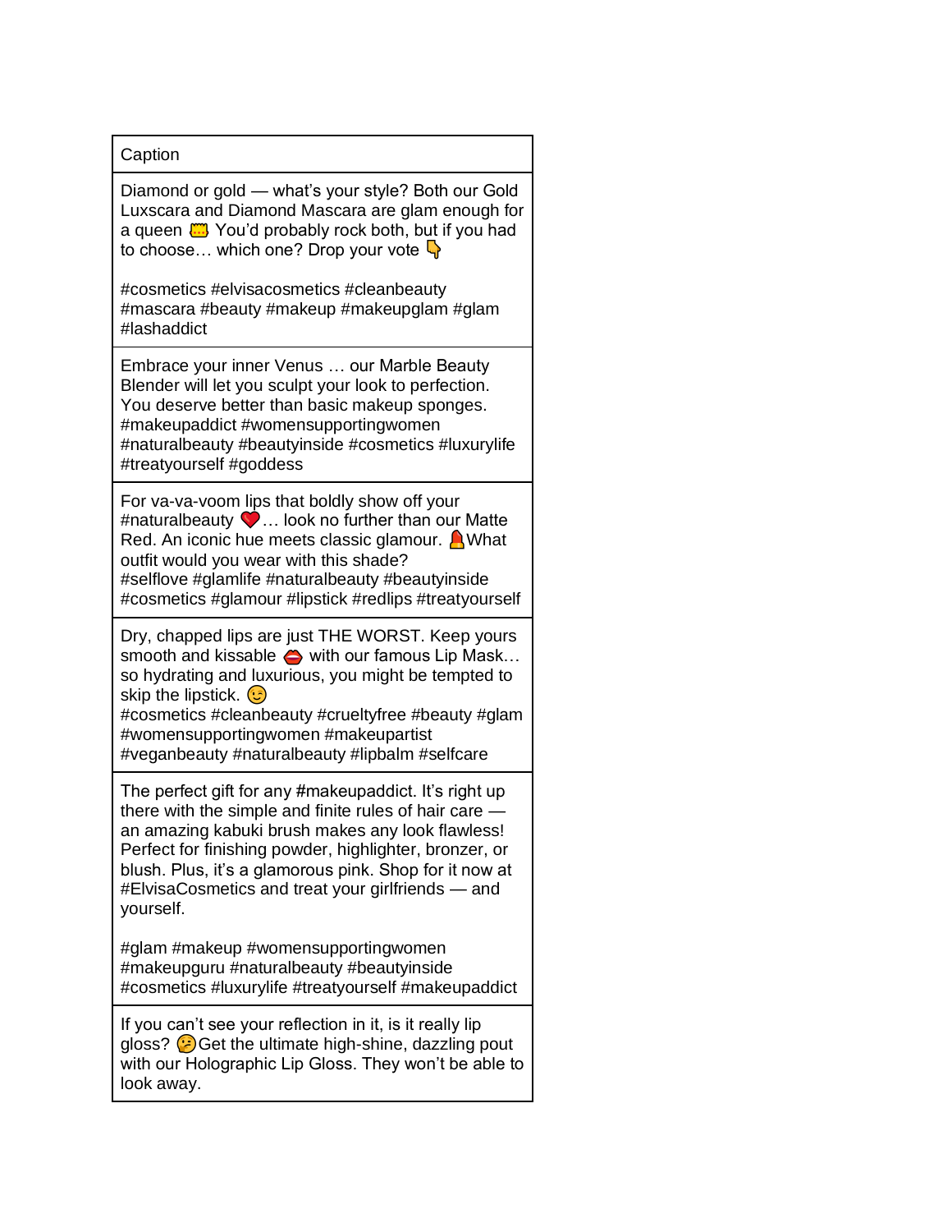| Caption |
| --- |
| Diamond or gold — what's your style? Both our Gold Luxscara and Diamond Mascara are glam enough for a queen 👑 You'd probably rock both, but if you had to choose… which one? Drop your vote 👇<br><br>#cosmetics #elvisacosmetics #cleanbeauty #mascara #beauty #makeup #makeupglam #glam #lashaddict |
| Embrace your inner Venus … our Marble Beauty Blender will let you sculpt your look to perfection. You deserve better than basic makeup sponges. #makeupaddict #womensupportingwomen #naturalbeauty #beautyinside #cosmetics #luxurylife #treatyourself #goddess |
| For va-va-voom lips that boldly show off your #naturalbeauty ❤️… look no further than our Matte Red. An iconic hue meets classic glamour. 💄What outfit would you wear with this shade? #selflove #glamlife #naturalbeauty #beautyinside #cosmetics #glamour #lipstick #redlips #treatyourself |
| Dry, chapped lips are just THE WORST. Keep yours smooth and kissable 👄 with our famous Lip Mask… so hydrating and luxurious, you might be tempted to skip the lipstick. 😉<br>#cosmetics #cleanbeauty #crueltyfree #beauty #glam #womensupportingwomen #makeupartist #veganbeauty #naturalbeauty #lipbalm #selfcare |
| The perfect gift for any #makeupaddict. It's right up there with the simple and finite rules of hair care — an amazing kabuki brush makes any look flawless! Perfect for finishing powder, highlighter, bronzer, or blush. Plus, it's a glamorous pink. Shop for it now at #ElvisaCosmetics and treat your girlfriends — and yourself.<br><br>#glam #makeup #womensupportingwomen #makeupguru #naturalbeauty #beautyinside #cosmetics #luxurylife #treatyourself #makeupaddict |
| If you can't see your reflection in it, is it really lip gloss? 🤔Get the ultimate high-shine, dazzling pout with our Holographic Lip Gloss. They won't be able to look away. |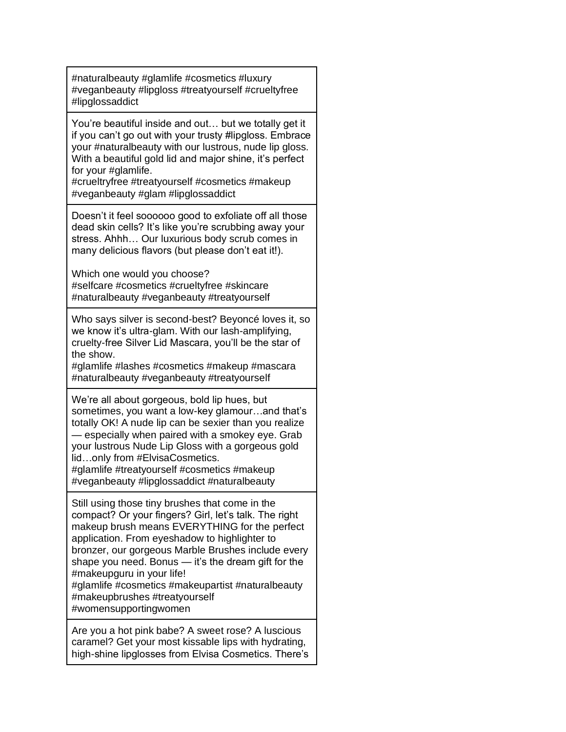| |
|---|
| #naturalbeauty #glamlife #cosmetics #luxury #veganbeauty #lipgloss #treatyourself #crueltyfree #lipglossaddict |
| You're beautiful inside and out… but we totally get it if you can't go out with your trusty #lipgloss. Embrace your #naturalbeauty with our lustrous, nude lip gloss. With a beautiful gold lid and major shine, it's perfect for your #glamlife.<br>#crueltryfree #treatyourself #cosmetics #makeup #veganbeauty #glam #lipglossaddict |
| Doesn't it feel soooooo good to exfoliate off all those dead skin cells? It's like you're scrubbing away your stress. Ahhh… Our luxurious body scrub comes in many delicious flavors (but please don't eat it!).<br><br>Which one would you choose?<br>#selfcare #cosmetics #crueltyfree #skincare #naturalbeauty #veganbeauty #treatyourself |
| Who says silver is second-best? Beyoncé loves it, so we know it's ultra-glam. With our lash-amplifying, cruelty-free Silver Lid Mascara, you'll be the star of the show.<br>#glamlife #lashes #cosmetics #makeup #mascara #naturalbeauty #veganbeauty #treatyourself |
| We're all about gorgeous, bold lip hues, but sometimes, you want a low-key glamour…and that's totally OK! A nude lip can be sexier than you realize — especially when paired with a smokey eye. Grab your lustrous Nude Lip Gloss with a gorgeous gold lid…only from #ElvisaCosmetics.<br>#glamlife #treatyourself #cosmetics #makeup #veganbeauty #lipglossaddict #naturalbeauty |
| Still using those tiny brushes that come in the compact? Or your fingers? Girl, let's talk. The right makeup brush means EVERYTHING for the perfect application. From eyeshadow to highlighter to bronzer, our gorgeous Marble Brushes include every shape you need. Bonus — it's the dream gift for the #makeupguru in your life!<br>#glamlife #cosmetics #makeupartist #naturalbeauty #makeupbrushes #treatyourself #womensupportingwomen |
| Are you a hot pink babe? A sweet rose? A luscious caramel? Get your most kissable lips with hydrating, high-shine lipglosses from Elvisa Cosmetics. There's |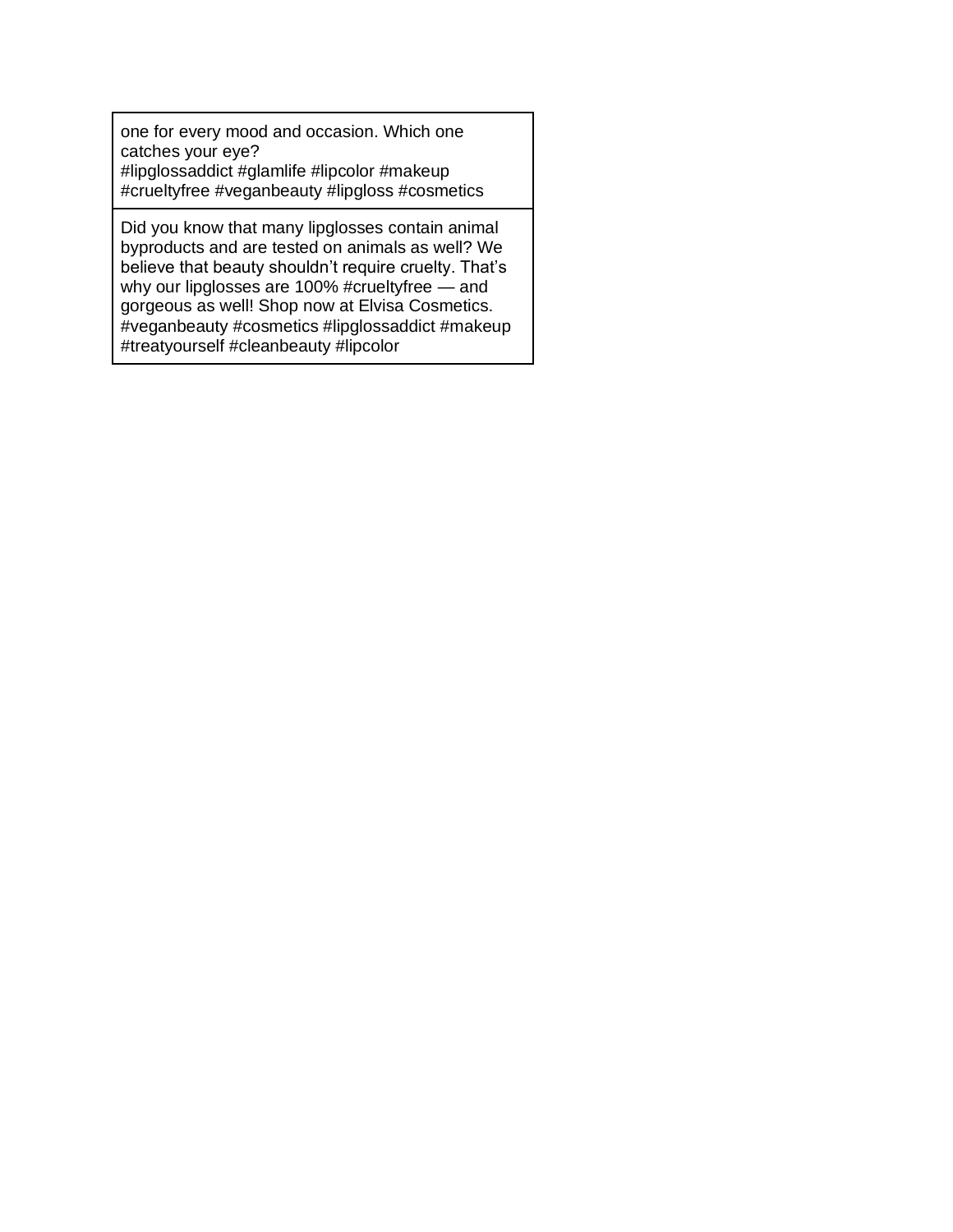| |
|---|
| one for every mood and occasion. Which one catches your eye? #lipglossaddict #glamlife #lipcolor #makeup #crueltyfree #veganbeauty #lipgloss #cosmetics |
| Did you know that many lipglosses contain animal byproducts and are tested on animals as well? We believe that beauty shouldn't require cruelty. That's why our lipglosses are 100% #crueltyfree — and gorgeous as well! Shop now at Elvisa Cosmetics. #veganbeauty #cosmetics #lipglossaddict #makeup #treatyourself #cleanbeauty #lipcolor |